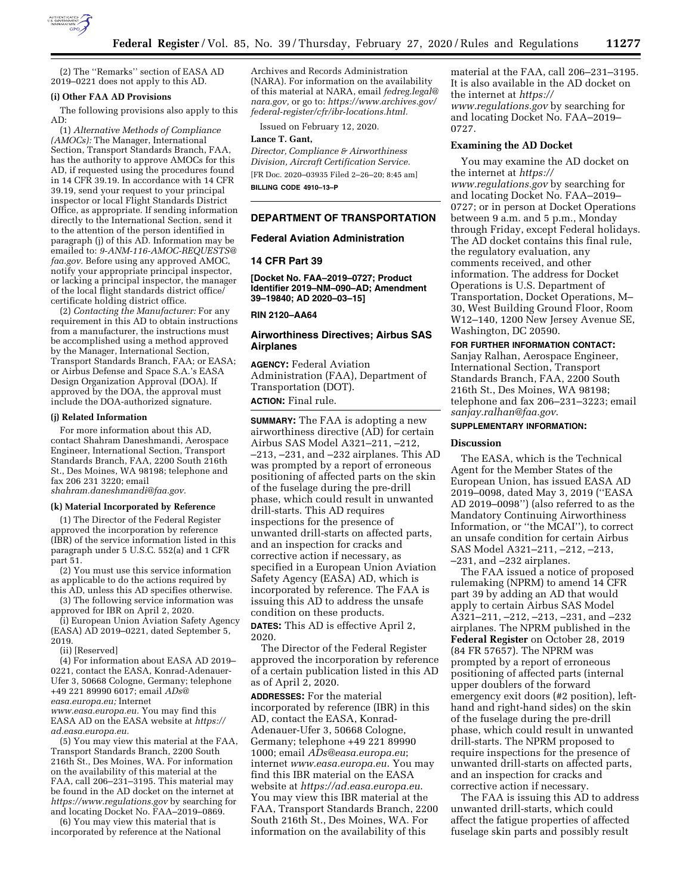(2) The "Remarks" section of EASA AD 2019–0221 does not apply to this AD.

**(i) Other FAA AD Provisions**

The following provisions also apply to this AD:

(1) *Alternative Methods of Compliance (AMOCs):* The Manager, International Section, Transport Standards Branch, FAA, has the authority to approve AMOCs for this AD, if requested using the procedures found in 14 CFR 39.19. In accordance with 14 CFR 39.19, send your request to your principal inspector or local Flight Standards District Office, as appropriate. If sending information directly to the International Section, send it to the attention of the person identified in paragraph (j) of this AD. Information may be emailed to: *9-ANM-116-AMOC-REQUESTS@faa.gov*. Before using any approved AMOC, notify your appropriate principal inspector, or lacking a principal inspector, the manager of the local flight standards district office/certificate holding district office.

(2) *Contacting the Manufacturer:* For any requirement in this AD to obtain instructions from a manufacturer, the instructions must be accomplished using a method approved by the Manager, International Section, Transport Standards Branch, FAA; or EASA; or Airbus Defense and Space S.A.'s EASA Design Organization Approval (DOA). If approved by the DOA, the approval must include the DOA-authorized signature.

**(j) Related Information**

For more information about this AD, contact Shahram Daneshmandi, Aerospace Engineer, International Section, Transport Standards Branch, FAA, 2200 South 216th St., Des Moines, WA 98198; telephone and fax 206 231 3220; email *shahram.daneshmandi@faa.gov*.

**(k) Material Incorporated by Reference**

(1) The Director of the Federal Register approved the incorporation by reference (IBR) of the service information listed in this paragraph under 5 U.S.C. 552(a) and 1 CFR part 51.

(2) You must use this service information as applicable to do the actions required by this AD, unless this AD specifies otherwise.

(3) The following service information was approved for IBR on April 2, 2020.

(i) European Union Aviation Safety Agency (EASA) AD 2019–0221, dated September 5, 2019.

(ii) [Reserved]

(4) For information about EASA AD 2019–0221, contact the EASA, Konrad-Adenauer-Ufer 3, 50668 Cologne, Germany; telephone +49 221 89990 6017; email *ADs@easa.europa.eu;* Internet *www.easa.europa.eu*. You may find this EASA AD on the EASA website at *https://ad.easa.europa.eu*.

(5) You may view this material at the FAA, Transport Standards Branch, 2200 South 216th St., Des Moines, WA. For information on the availability of this material at the FAA, call 206–231–3195. This material may be found in the AD docket on the internet at *https://www.regulations.gov* by searching for and locating Docket No. FAA–2019–0869.

(6) You may view this material that is incorporated by reference at the National Archives and Records Administration (NARA). For information on the availability of this material at NARA, email *fedreg.legal@nara.gov*, or go to: *https://www.archives.gov/federal-register/cfr/ibr-locations.html*.

Issued on February 12, 2020.

**Lance T. Gant,**

*Director, Compliance & Airworthiness Division, Aircraft Certification Service.*

[FR Doc. 2020–03935 Filed 2–26–20; 8:45 am]

**BILLING CODE 4910–13–P**

---

## DEPARTMENT OF TRANSPORTATION

## Federal Aviation Administration

## 14 CFR Part 39

**[Docket No. FAA–2019–0727; Product Identifier 2019–NM–090–AD; Amendment 39–19840; AD 2020–03–15]**

**RIN 2120–AA64**

## Airworthiness Directives; Airbus SAS Airplanes

**AGENCY:** Federal Aviation Administration (FAA), Department of Transportation (DOT).

**ACTION:** Final rule.

**SUMMARY:** The FAA is adopting a new airworthiness directive (AD) for certain Airbus SAS Model A321–211, –212, –213, –231, and –232 airplanes. This AD was prompted by a report of erroneous positioning of affected parts on the skin of the fuselage during the pre-drill phase, which could result in unwanted drill-starts. This AD requires inspections for the presence of unwanted drill-starts on affected parts, and an inspection for cracks and corrective action if necessary, as specified in a European Union Aviation Safety Agency (EASA) AD, which is incorporated by reference. The FAA is issuing this AD to address the unsafe condition on these products.

**DATES:** This AD is effective April 2, 2020.

The Director of the Federal Register approved the incorporation by reference of a certain publication listed in this AD as of April 2, 2020.

**ADDRESSES:** For the material incorporated by reference (IBR) in this AD, contact the EASA, Konrad-Adenauer-Ufer 3, 50668 Cologne, Germany; telephone +49 221 89990 1000; email *ADs@easa.europa.eu*; internet *www.easa.europa.eu*. You may find this IBR material on the EASA website at *https://ad.easa.europa.eu*. You may view this IBR material at the FAA, Transport Standards Branch, 2200 South 216th St., Des Moines, WA. For information on the availability of this material at the FAA, call 206–231–3195. It is also available in the AD docket on the internet at *https://www.regulations.gov* by searching for and locating Docket No. FAA–2019–0727.

### Examining the AD Docket

You may examine the AD docket on the internet at *https://www.regulations.gov* by searching for and locating Docket No. FAA–2019–0727; or in person at Docket Operations between 9 a.m. and 5 p.m., Monday through Friday, except Federal holidays. The AD docket contains this final rule, the regulatory evaluation, any comments received, and other information. The address for Docket Operations is U.S. Department of Transportation, Docket Operations, M–30, West Building Ground Floor, Room W12–140, 1200 New Jersey Avenue SE, Washington, DC 20590.

**FOR FURTHER INFORMATION CONTACT:** Sanjay Ralhan, Aerospace Engineer, International Section, Transport Standards Branch, FAA, 2200 South 216th St., Des Moines, WA 98198; telephone and fax 206–231–3223; email *sanjay.ralhan@faa.gov*.

**SUPPLEMENTARY INFORMATION:**

### Discussion

The EASA, which is the Technical Agent for the Member States of the European Union, has issued EASA AD 2019–0098, dated May 3, 2019 ("EASA AD 2019–0098") (also referred to as the Mandatory Continuing Airworthiness Information, or "the MCAI"), to correct an unsafe condition for certain Airbus SAS Model A321–211, –212, –213, –231, and –232 airplanes.

The FAA issued a notice of proposed rulemaking (NPRM) to amend 14 CFR part 39 by adding an AD that would apply to certain Airbus SAS Model A321–211, –212, –213, –231, and –232 airplanes. The NPRM published in the **Federal Register** on October 28, 2019 (84 FR 57657). The NPRM was prompted by a report of erroneous positioning of affected parts (internal upper doublers of the forward emergency exit doors (#2 position), left-hand and right-hand sides) on the skin of the fuselage during the pre-drill phase, which could result in unwanted drill-starts. The NPRM proposed to require inspections for the presence of unwanted drill-starts on affected parts, and an inspection for cracks and corrective action if necessary.

The FAA is issuing this AD to address unwanted drill-starts, which could affect the fatigue properties of affected fuselage skin parts and possibly result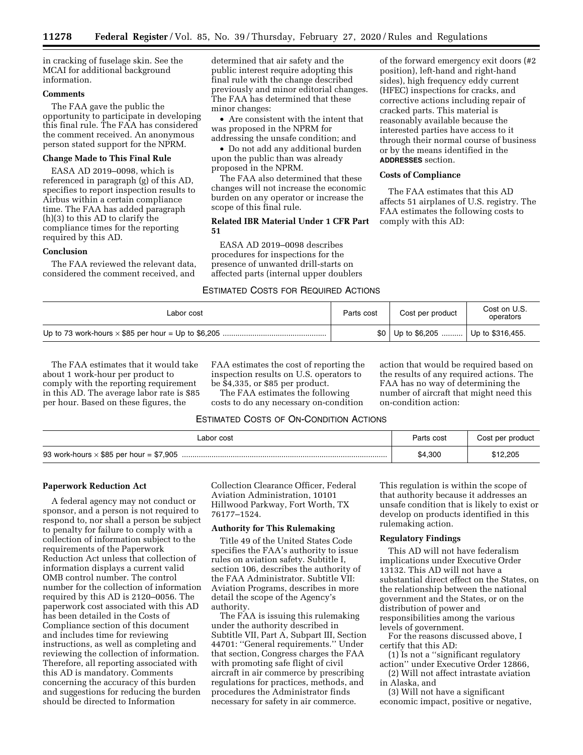in cracking of fuselage skin. See the MCAI for additional background information.

### Comments

The FAA gave the public the opportunity to participate in developing this final rule. The FAA has considered the comment received. An anonymous person stated support for the NPRM.

### Change Made to This Final Rule

EASA AD 2019–0098, which is referenced in paragraph (g) of this AD, specifies to report inspection results to Airbus within a certain compliance time. The FAA has added paragraph (h)(3) to this AD to clarify the compliance times for the reporting required by this AD.

### Conclusion

The FAA reviewed the relevant data, considered the comment received, and determined that air safety and the public interest require adopting this final rule with the change described previously and minor editorial changes. The FAA has determined that these minor changes:

- Are consistent with the intent that was proposed in the NPRM for addressing the unsafe condition; and
- Do not add any additional burden upon the public than was already proposed in the NPRM.

The FAA also determined that these changes will not increase the economic burden on any operator or increase the scope of this final rule.

### Related IBR Material Under 1 CFR Part 51

EASA AD 2019–0098 describes procedures for inspections for the presence of unwanted drill-starts on affected parts (internal upper doublers of the forward emergency exit doors (#2 position), left-hand and right-hand sides), high frequency eddy current (HFEC) inspections for cracks, and corrective actions including repair of cracked parts. This material is reasonably available because the interested parties have access to it through their normal course of business or by the means identified in the **ADDRESSES** section.

### Costs of Compliance

The FAA estimates that this AD affects 51 airplanes of U.S. registry. The FAA estimates the following costs to comply with this AD:

ESTIMATED COSTS FOR REQUIRED ACTIONS

| Labor cost | Parts cost | Cost per product | Cost on U.S. operators |
|---|---|---|---|
| Up to 73 work-hours × $85 per hour = Up to $6,205 | $0 | Up to $6,205 | Up to $316,455. |

The FAA estimates that it would take about 1 work-hour per product to comply with the reporting requirement in this AD. The average labor rate is $85 per hour. Based on these figures, the FAA estimates the cost of reporting the inspection results on U.S. operators to be $4,335, or $85 per product.

The FAA estimates the following costs to do any necessary on-condition action that would be required based on the results of any required actions. The FAA has no way of determining the number of aircraft that might need this on-condition action:

ESTIMATED COSTS OF ON-CONDITION ACTIONS

| Labor cost | Parts cost | Cost per product |
|---|---|---|
| 93 work-hours × $85 per hour = $7,905 | $4,300 | $12,205 |

### Paperwork Reduction Act

A federal agency may not conduct or sponsor, and a person is not required to respond to, nor shall a person be subject to penalty for failure to comply with a collection of information subject to the requirements of the Paperwork Reduction Act unless that collection of information displays a current valid OMB control number. The control number for the collection of information required by this AD is 2120–0056. The paperwork cost associated with this AD has been detailed in the Costs of Compliance section of this document and includes time for reviewing instructions, as well as completing and reviewing the collection of information. Therefore, all reporting associated with this AD is mandatory. Comments concerning the accuracy of this burden and suggestions for reducing the burden should be directed to Information Collection Clearance Officer, Federal Aviation Administration, 10101 Hillwood Parkway, Fort Worth, TX 76177–1524.

### Authority for This Rulemaking

Title 49 of the United States Code specifies the FAA's authority to issue rules on aviation safety. Subtitle I, section 106, describes the authority of the FAA Administrator. Subtitle VII: Aviation Programs, describes in more detail the scope of the Agency's authority.

The FAA is issuing this rulemaking under the authority described in Subtitle VII, Part A, Subpart III, Section 44701: "General requirements." Under that section, Congress charges the FAA with promoting safe flight of civil aircraft in air commerce by prescribing regulations for practices, methods, and procedures the Administrator finds necessary for safety in air commerce. This regulation is within the scope of that authority because it addresses an unsafe condition that is likely to exist or develop on products identified in this rulemaking action.

### Regulatory Findings

This AD will not have federalism implications under Executive Order 13132. This AD will not have a substantial direct effect on the States, on the relationship between the national government and the States, or on the distribution of power and responsibilities among the various levels of government.

For the reasons discussed above, I certify that this AD:

(1) Is not a "significant regulatory action" under Executive Order 12866,

(2) Will not affect intrastate aviation in Alaska, and

(3) Will not have a significant economic impact, positive or negative,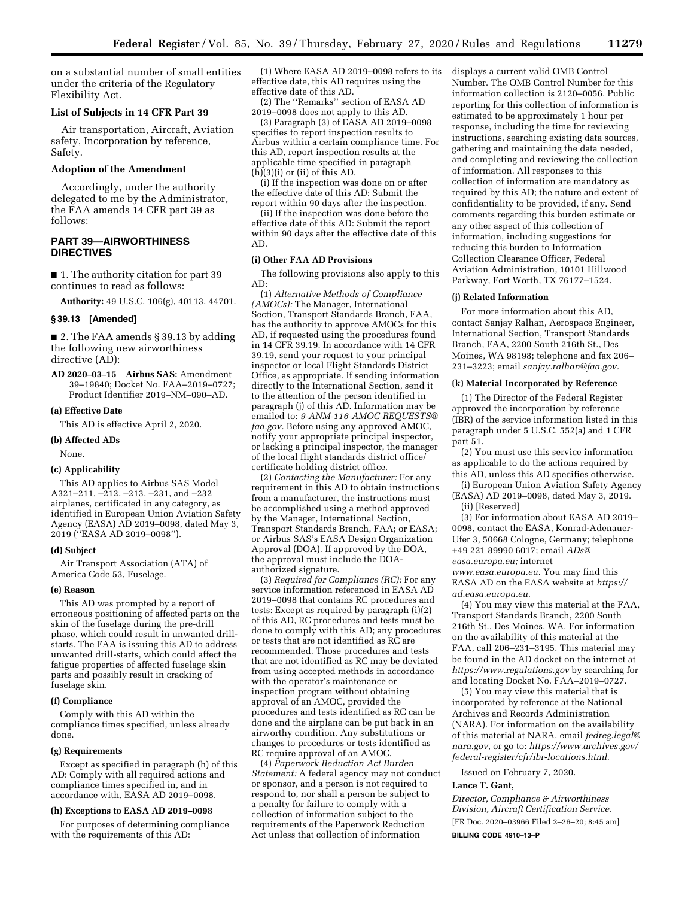on a substantial number of small entities under the criteria of the Regulatory Flexibility Act.

### List of Subjects in 14 CFR Part 39

Air transportation, Aircraft, Aviation safety, Incorporation by reference, Safety.

### Adoption of the Amendment

Accordingly, under the authority delegated to me by the Administrator, the FAA amends 14 CFR part 39 as follows:

## PART 39—AIRWORTHINESS DIRECTIVES

■ 1. The authority citation for part 39 continues to read as follows:

**Authority:** 49 U.S.C. 106(g), 40113, 44701.

### § 39.13 [Amended]

■ 2. The FAA amends § 39.13 by adding the following new airworthiness directive (AD):

**AD 2020–03–15 Airbus SAS:** Amendment 39–19840; Docket No. FAA–2019–0727; Product Identifier 2019–NM–090–AD.

#### (a) Effective Date

This AD is effective April 2, 2020.

#### (b) Affected ADs

None.

#### (c) Applicability

This AD applies to Airbus SAS Model A321–211, –212, –213, –231, and –232 airplanes, certificated in any category, as identified in European Union Aviation Safety Agency (EASA) AD 2019–0098, dated May 3, 2019 (''EASA AD 2019–0098'').

#### (d) Subject

Air Transport Association (ATA) of America Code 53, Fuselage.

#### (e) Reason

This AD was prompted by a report of erroneous positioning of affected parts on the skin of the fuselage during the pre-drill phase, which could result in unwanted drill-starts. The FAA is issuing this AD to address unwanted drill-starts, which could affect the fatigue properties of affected fuselage skin parts and possibly result in cracking of fuselage skin.

#### (f) Compliance

Comply with this AD within the compliance times specified, unless already done.

#### (g) Requirements

Except as specified in paragraph (h) of this AD: Comply with all required actions and compliance times specified in, and in accordance with, EASA AD 2019–0098.

#### (h) Exceptions to EASA AD 2019–0098

For purposes of determining compliance with the requirements of this AD:

(1) Where EASA AD 2019–0098 refers to its effective date, this AD requires using the effective date of this AD.

(2) The ''Remarks'' section of EASA AD 2019–0098 does not apply to this AD.

(3) Paragraph (3) of EASA AD 2019–0098 specifies to report inspection results to Airbus within a certain compliance time. For this AD, report inspection results at the applicable time specified in paragraph (h)(3)(i) or (ii) of this AD.

(i) If the inspection was done on or after the effective date of this AD: Submit the report within 90 days after the inspection.

(ii) If the inspection was done before the effective date of this AD: Submit the report within 90 days after the effective date of this AD.

#### (i) Other FAA AD Provisions

The following provisions also apply to this AD:

(1) *Alternative Methods of Compliance (AMOCs):* The Manager, International Section, Transport Standards Branch, FAA, has the authority to approve AMOCs for this AD, if requested using the procedures found in 14 CFR 39.19. In accordance with 14 CFR 39.19, send your request to your principal inspector or local Flight Standards District Office, as appropriate. If sending information directly to the International Section, send it to the attention of the person identified in paragraph (j) of this AD. Information may be emailed to: *9-ANM-116-AMOC-REQUESTS@faa.gov.* Before using any approved AMOC, notify your appropriate principal inspector, or lacking a principal inspector, the manager of the local flight standards district office/certificate holding district office.

(2) *Contacting the Manufacturer:* For any requirement in this AD to obtain instructions from a manufacturer, the instructions must be accomplished using a method approved by the Manager, International Section, Transport Standards Branch, FAA; or EASA; or Airbus SAS's EASA Design Organization Approval (DOA). If approved by the DOA, the approval must include the DOA-authorized signature.

(3) *Required for Compliance (RC):* For any service information referenced in EASA AD 2019–0098 that contains RC procedures and tests: Except as required by paragraph (i)(2) of this AD, RC procedures and tests must be done to comply with this AD; any procedures or tests that are not identified as RC are recommended. Those procedures and tests that are not identified as RC may be deviated from using accepted methods in accordance with the operator's maintenance or inspection program without obtaining approval of an AMOC, provided the procedures and tests identified as RC can be done and the airplane can be put back in an airworthy condition. Any substitutions or changes to procedures or tests identified as RC require approval of an AMOC.

(4) *Paperwork Reduction Act Burden Statement:* A federal agency may not conduct or sponsor, and a person is not required to respond to, nor shall a person be subject to a penalty for failure to comply with a collection of information subject to the requirements of the Paperwork Reduction Act unless that collection of information displays a current valid OMB Control Number. The OMB Control Number for this information collection is 2120–0056. Public reporting for this collection of information is estimated to be approximately 1 hour per response, including the time for reviewing instructions, searching existing data sources, gathering and maintaining the data needed, and completing and reviewing the collection of information. All responses to this collection of information are mandatory as required by this AD; the nature and extent of confidentiality to be provided, if any. Send comments regarding this burden estimate or any other aspect of this collection of information, including suggestions for reducing this burden to Information Collection Clearance Officer, Federal Aviation Administration, 10101 Hillwood Parkway, Fort Worth, TX 76177–1524.

#### (j) Related Information

For more information about this AD, contact Sanjay Ralhan, Aerospace Engineer, International Section, Transport Standards Branch, FAA, 2200 South 216th St., Des Moines, WA 98198; telephone and fax 206–231–3223; email *sanjay.ralhan@faa.gov.*

#### (k) Material Incorporated by Reference

(1) The Director of the Federal Register approved the incorporation by reference (IBR) of the service information listed in this paragraph under 5 U.S.C. 552(a) and 1 CFR part 51.

(2) You must use this service information as applicable to do the actions required by this AD, unless this AD specifies otherwise.

(i) European Union Aviation Safety Agency (EASA) AD 2019–0098, dated May 3, 2019.

(ii) [Reserved]

(3) For information about EASA AD 2019–0098, contact the EASA, Konrad-Adenauer-Ufer 3, 50668 Cologne, Germany; telephone +49 221 89990 6017; email *ADs@easa.europa.eu;* internet *www.easa.europa.eu.* You may find this EASA AD on the EASA website at *https://ad.easa.europa.eu.*

(4) You may view this material at the FAA, Transport Standards Branch, 2200 South 216th St., Des Moines, WA. For information on the availability of this material at the FAA, call 206–231–3195. This material may be found in the AD docket on the internet at *https://www.regulations.gov* by searching for and locating Docket No. FAA–2019–0727.

(5) You may view this material that is incorporated by reference at the National Archives and Records Administration (NARA). For information on the availability of this material at NARA, email *fedreg.legal@nara.gov,* or go to: *https://www.archives.gov/federal-register/cfr/ibr-locations.html*.

Issued on February 7, 2020.

**Lance T. Gant,**

*Director, Compliance & Airworthiness Division, Aircraft Certification Service.*

[FR Doc. 2020–03966 Filed 2–26–20; 8:45 am]

**BILLING CODE 4910–13–P**